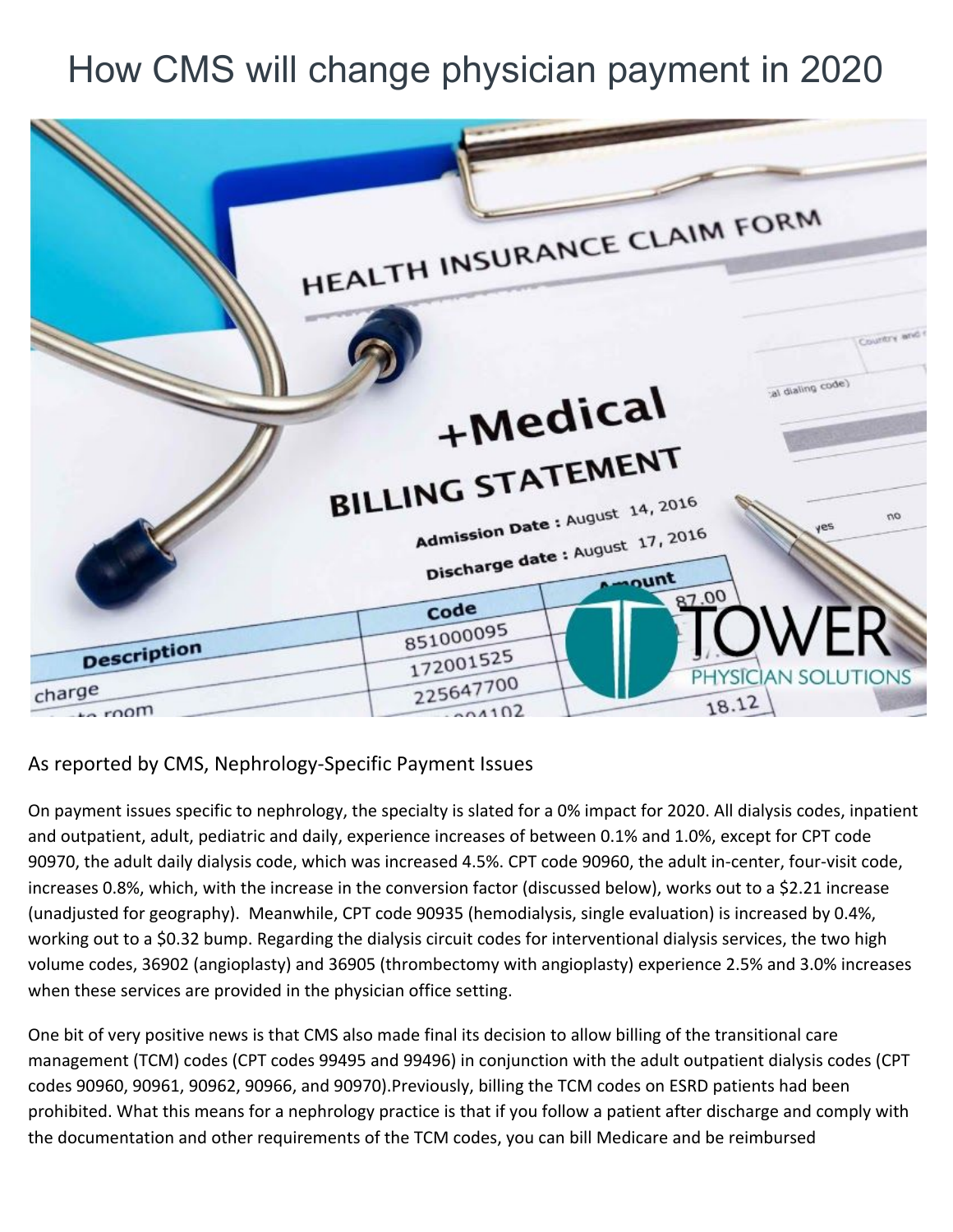# How CMS will change physician payment in 2020

As reported by CMS, Nephrology-Specific Payment Issues

On payment issues specific to nephrology, the specialty is slated for a 0% impact for 2020. All dialysis codes, inpatient and outpatient, adult, pediatric and daily, experience increases of between 0.1% and 1.0%, except for CPT code 90970, the adult daily dialysis code, which was increased 4.5%. CPT code 90960, the adult in-center, four-visit code, increases 0.8%, which, with the increase in the conversion factor (discussed below), works out to a $2.21 increase (unadjusted for geography). Meanwhile, CPT code 90935 (hemodialysis, single evaluation) is increased by 0.4%, working out to a $0.32 bump. Regarding the dialysis circuit codes for interventional dialysis services, the two high volume codes, 36902 (angioplasty) and 36905 (thrombectomy with angioplasty) experience 2.5% and 3.0% increases when these services are provided in the physician office setting.

One bit of very positive news is that CMS also made final its decision to allow billing of the transitional care management (TCM) codes (CPT codes 99495 and 99496) in conjunction with the adult outpatient dialysis codes (CPT codes 90960, 90961, 90962, 90966, and 90970).Previously, billing the TCM codes on ESRD patients had been prohibited. What this means for a nephrology practice is that if you follow a patient after discharge and comply with the documentation and other requirements of the TCM codes, you can bill Medicare and be reimbursed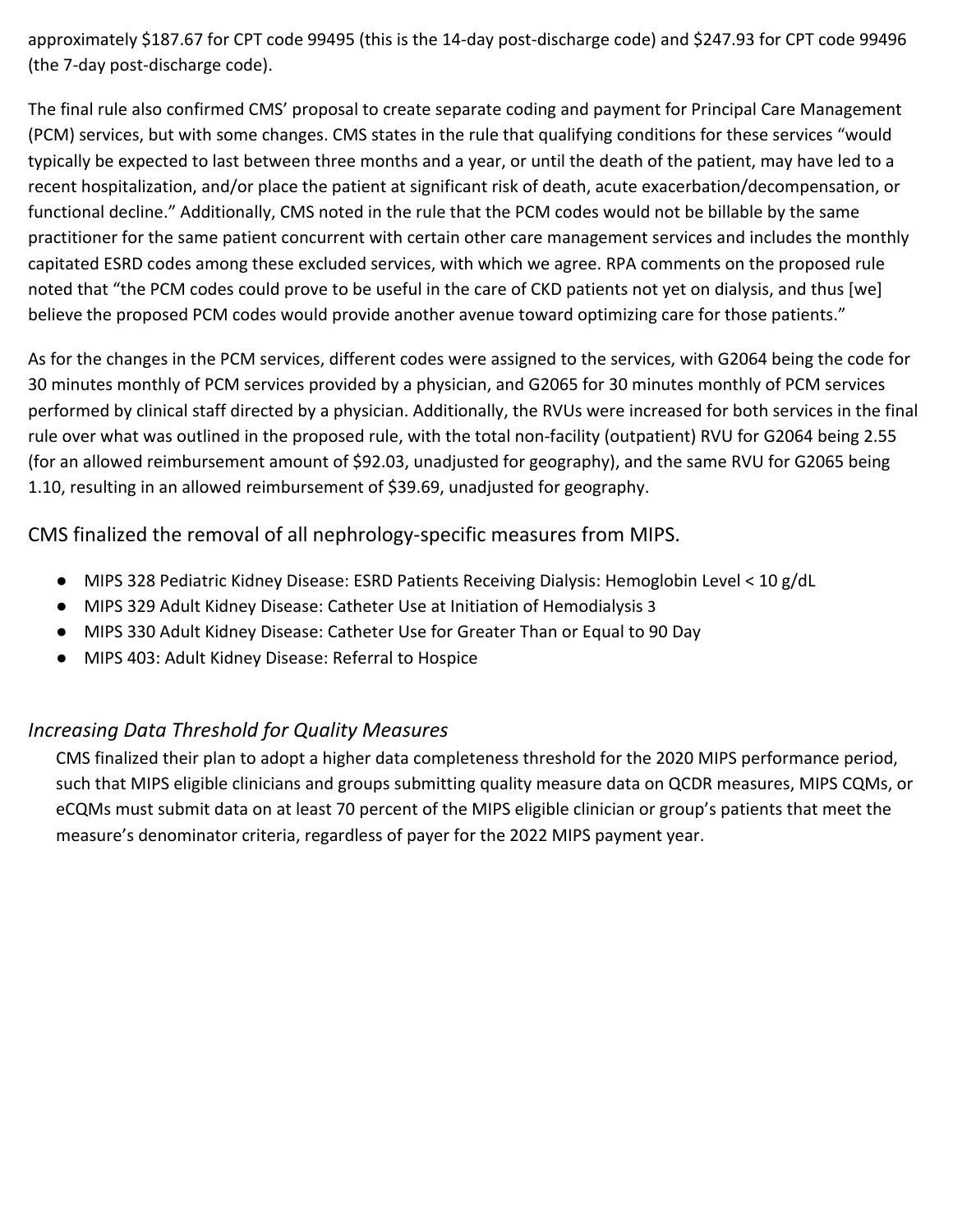approximately $187.67 for CPT code 99495 (this is the 14-day post-discharge code) and $247.93 for CPT code 99496 (the 7-day post-discharge code).

The final rule also confirmed CMS' proposal to create separate coding and payment for Principal Care Management (PCM) services, but with some changes. CMS states in the rule that qualifying conditions for these services "would typically be expected to last between three months and a year, or until the death of the patient, may have led to a recent hospitalization, and/or place the patient at significant risk of death, acute exacerbation/decompensation, or functional decline." Additionally, CMS noted in the rule that the PCM codes would not be billable by the same practitioner for the same patient concurrent with certain other care management services and includes the monthly capitated ESRD codes among these excluded services, with which we agree. RPA comments on the proposed rule noted that "the PCM codes could prove to be useful in the care of CKD patients not yet on dialysis, and thus [we] believe the proposed PCM codes would provide another avenue toward optimizing care for those patients."

As for the changes in the PCM services, different codes were assigned to the services, with G2064 being the code for 30 minutes monthly of PCM services provided by a physician, and G2065 for 30 minutes monthly of PCM services performed by clinical staff directed by a physician. Additionally, the RVUs were increased for both services in the final rule over what was outlined in the proposed rule, with the total non-facility (outpatient) RVU for G2064 being 2.55 (for an allowed reimbursement amount of $92.03, unadjusted for geography), and the same RVU for G2065 being 1.10, resulting in an allowed reimbursement of $39.69, unadjusted for geography.

## CMS finalized the removal of all nephrology-specific measures from MIPS.

- MIPS 328 Pediatric Kidney Disease: ESRD Patients Receiving Dialysis: Hemoglobin Level < 10 g/dL
- MIPS 329 Adult Kidney Disease: Catheter Use at Initiation of Hemodialysis 3
- MIPS 330 Adult Kidney Disease: Catheter Use for Greater Than or Equal to 90 Day
- MIPS 403: Adult Kidney Disease: Referral to Hospice

### *Increasing Data Threshold for Quality Measures*

CMS finalized their plan to adopt a higher data completeness threshold for the 2020 MIPS performance period, such that MIPS eligible clinicians and groups submitting quality measure data on QCDR measures, MIPS CQMs, or eCQMs must submit data on at least 70 percent of the MIPS eligible clinician or group's patients that meet the measure's denominator criteria, regardless of payer for the 2022 MIPS payment year.